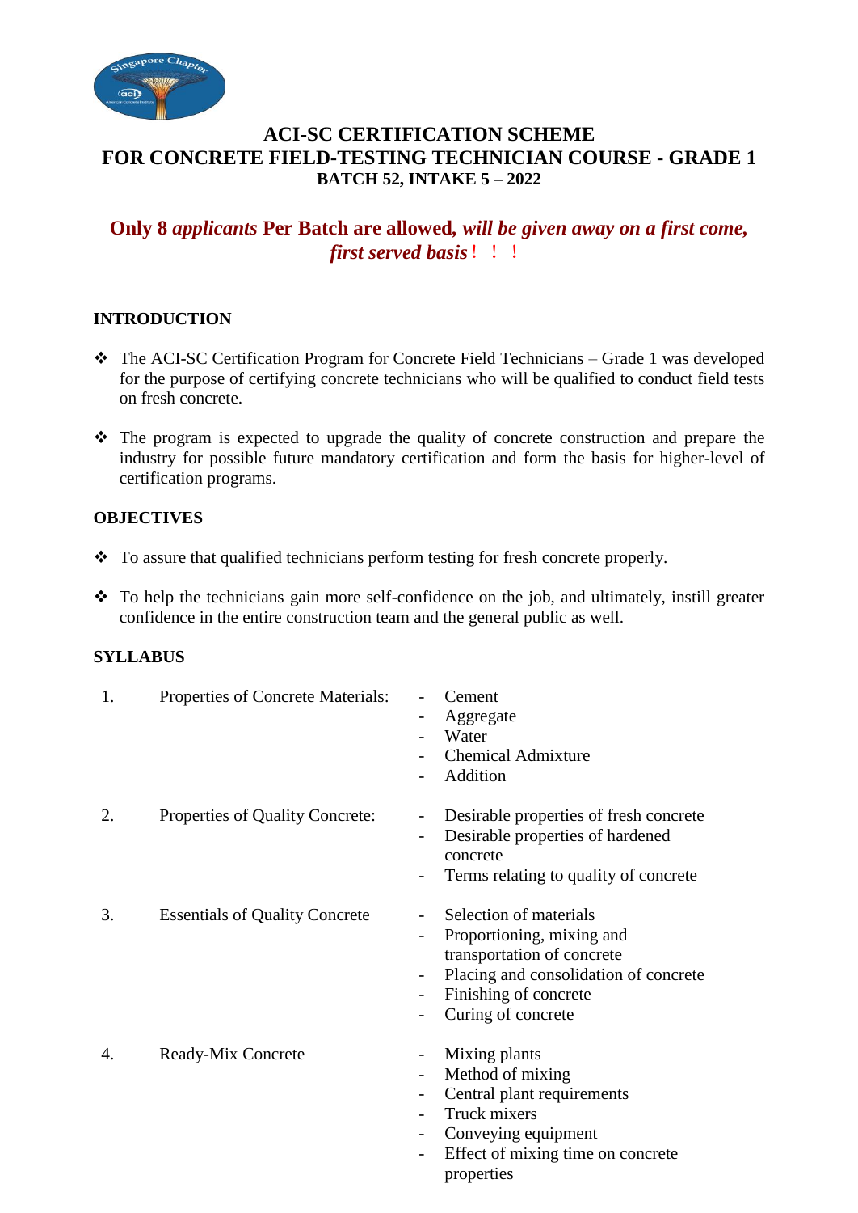# ACI-SC CERTIFICATION SCHEME
# FOR CONCRETE FIELD-TESTING TECHNICIAN COURSE - GRADE 1
### BATCH 52, INTAKE 5 – 2022

**Only 8 *applicants* Per Batch are allowed, *will be given away on a first come, first served basis*！！！**

## INTRODUCTION

- The ACI-SC Certification Program for Concrete Field Technicians – Grade 1 was developed for the purpose of certifying concrete technicians who will be qualified to conduct field tests on fresh concrete.
- The program is expected to upgrade the quality of concrete construction and prepare the industry for possible future mandatory certification and form the basis for higher-level of certification programs.

## OBJECTIVES

- To assure that qualified technicians perform testing for fresh concrete properly.
- To help the technicians gain more self-confidence on the job, and ultimately, instill greater confidence in the entire construction team and the general public as well.

## SYLLABUS

1. Properties of Concrete Materials:
   - Cement
   - Aggregate
   - Water
   - Chemical Admixture
   - Addition
2. Properties of Quality Concrete:
   - Desirable properties of fresh concrete
   - Desirable properties of hardened concrete
   - Terms relating to quality of concrete
3. Essentials of Quality Concrete
   - Selection of materials
   - Proportioning, mixing and transportation of concrete
   - Placing and consolidation of concrete
   - Finishing of concrete
   - Curing of concrete
4. Ready-Mix Concrete
   - Mixing plants
   - Method of mixing
   - Central plant requirements
   - Truck mixers
   - Conveying equipment
   - Effect of mixing time on concrete properties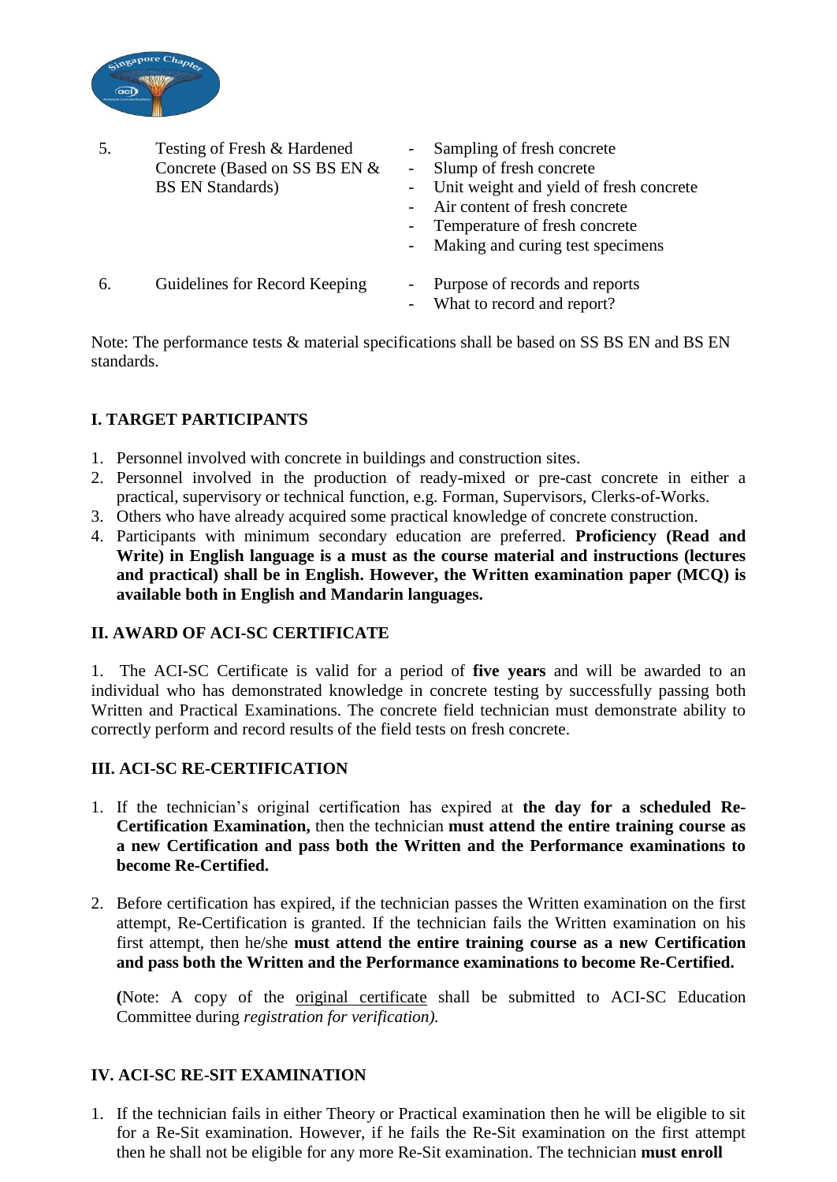| | | |
|---|---|---|
| 5. | Testing of Fresh & Hardened Concrete (Based on SS BS EN & BS EN Standards) | - Sampling of fresh concrete<br>- Slump of fresh concrete<br>- Unit weight and yield of fresh concrete<br>- Air content of fresh concrete<br>- Temperature of fresh concrete<br>- Making and curing test specimens |
| 6. | Guidelines for Record Keeping | - Purpose of records and reports<br>- What to record and report? |

Note: The performance tests & material specifications shall be based on SS BS EN and BS EN standards.

## I. TARGET PARTICIPANTS

1. Personnel involved with concrete in buildings and construction sites.
2. Personnel involved in the production of ready-mixed or pre-cast concrete in either a practical, supervisory or technical function, e.g. Forman, Supervisors, Clerks-of-Works.
3. Others who have already acquired some practical knowledge of concrete construction.
4. Participants with minimum secondary education are preferred. **Proficiency (Read and Write) in English language is a must as the course material and instructions (lectures and practical) shall be in English. However, the Written examination paper (MCQ) is available both in English and Mandarin languages.**

## II. AWARD OF ACI-SC CERTIFICATE

1. The ACI-SC Certificate is valid for a period of **five years** and will be awarded to an individual who has demonstrated knowledge in concrete testing by successfully passing both Written and Practical Examinations. The concrete field technician must demonstrate ability to correctly perform and record results of the field tests on fresh concrete.

## III. ACI-SC RE-CERTIFICATION

1. If the technician's original certification has expired at **the day for a scheduled Re-Certification Examination,** then the technician **must attend the entire training course as a new Certification and pass both the Written and the Performance examinations to become Re-Certified.**

2. Before certification has expired, if the technician passes the Written examination on the first attempt, Re-Certification is granted. If the technician fails the Written examination on his first attempt, then he/she **must attend the entire training course as a new Certification and pass both the Written and the Performance examinations to become Re-Certified.**

   **(**Note: A copy of the original certificate shall be submitted to ACI-SC Education Committee during *registration for verification).*

## IV. ACI-SC RE-SIT EXAMINATION

1. If the technician fails in either Theory or Practical examination then he will be eligible to sit for a Re-Sit examination. However, if he fails the Re-Sit examination on the first attempt then he shall not be eligible for any more Re-Sit examination. The technician **must enroll**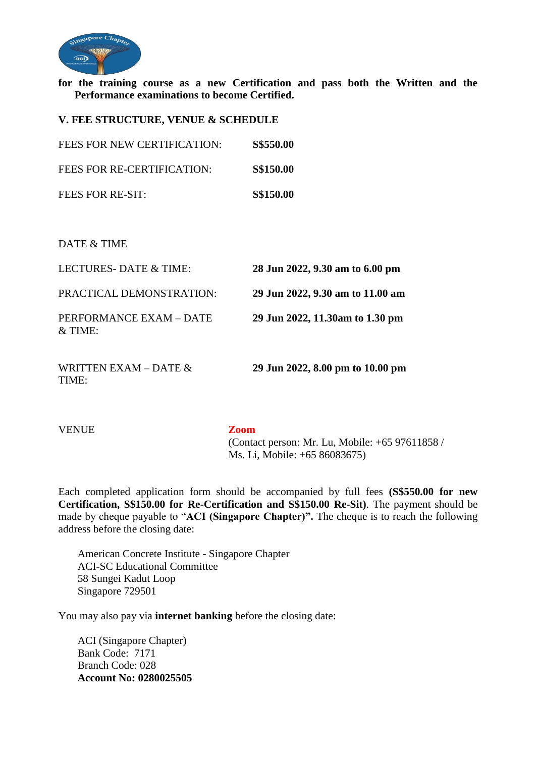**for the training course as a new Certification and pass both the Written and the Performance examinations to become Certified.**

## V. FEE STRUCTURE, VENUE & SCHEDULE

| | |
|---|---|
| FEES FOR NEW CERTIFICATION: | **S$550.00** |
| FEES FOR RE-CERTIFICATION: | **S$150.00** |
| FEES FOR RE-SIT: | **S$150.00** |

DATE & TIME

| | |
|---|---|
| LECTURES- DATE & TIME: | **28 Jun 2022, 9.30 am to 6.00 pm** |
| PRACTICAL DEMONSTRATION: | **29 Jun 2022, 9.30 am to 11.00 am** |
| PERFORMANCE EXAM – DATE & TIME: | **29 Jun 2022, 11.30am to 1.30 pm** |
| WRITTEN EXAM – DATE & TIME: | **29 Jun 2022, 8.00 pm to 10.00 pm** |

VENUE **Zoom**
(Contact person: Mr. Lu, Mobile: +65 97611858 / Ms. Li, Mobile: +65 86083675)

Each completed application form should be accompanied by full fees **(S$550.00 for new Certification, S$150.00 for Re-Certification and S$150.00 Re-Sit)**. The payment should be made by cheque payable to "**ACI (Singapore Chapter)".** The cheque is to reach the following address before the closing date:

American Concrete Institute - Singapore Chapter
ACI-SC Educational Committee
58 Sungei Kadut Loop
Singapore 729501

You may also pay via **internet banking** before the closing date:

ACI (Singapore Chapter)
Bank Code: 7171
Branch Code: 028
**Account No: 0280025505**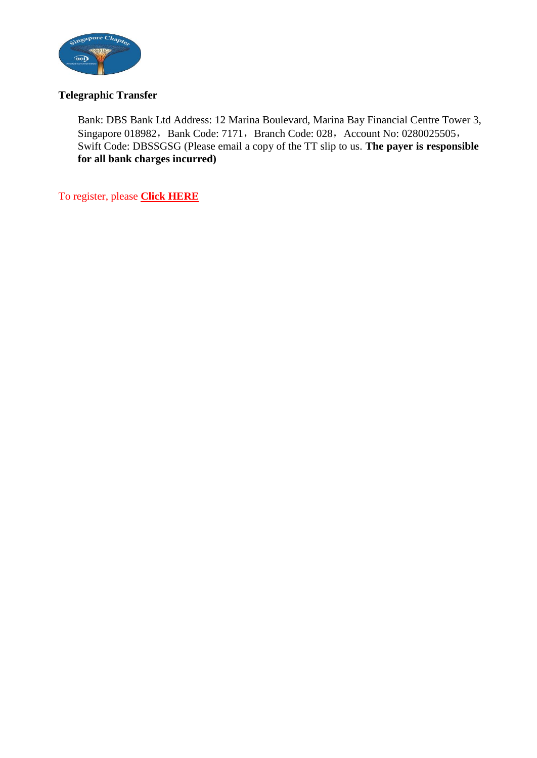**Telegraphic Transfer**

Bank: DBS Bank Ltd Address: 12 Marina Boulevard, Marina Bay Financial Centre Tower 3, Singapore 018982，Bank Code: 7171，Branch Code: 028，Account No: 0280025505，Swift Code: DBSSGSG (Please email a copy of the TT slip to us. **The payer is responsible for all bank charges incurred)**

To register, please **Click HERE**